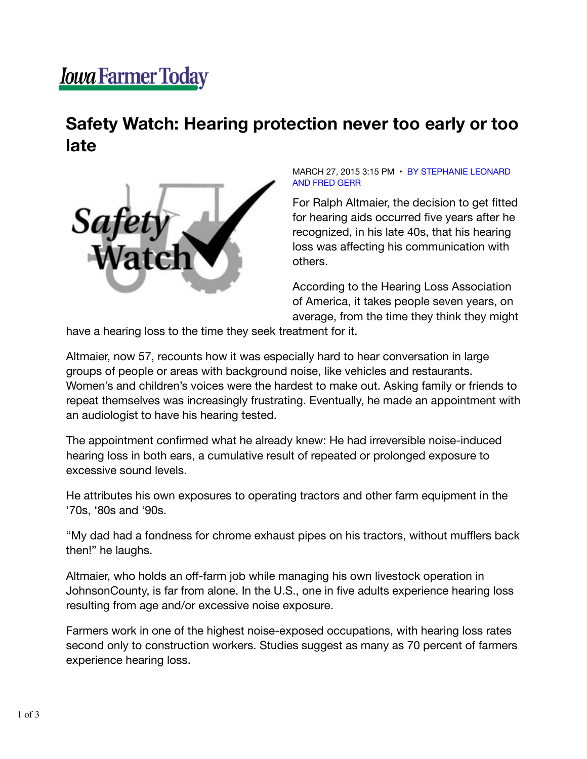Iowa Farmer Today

# Safety Watch: Hearing protection never too early or too late

MARCH 27, 2015 3:15 PM • BY STEPHANIE LEONARD AND FRED GERR

For Ralph Altmaier, the decision to get fitted for hearing aids occurred five years after he recognized, in his late 40s, that his hearing loss was affecting his communication with others.

According to the Hearing Loss Association of America, it takes people seven years, on average, from the time they think they might have a hearing loss to the time they seek treatment for it.

Altmaier, now 57, recounts how it was especially hard to hear conversation in large groups of people or areas with background noise, like vehicles and restaurants. Women's and children's voices were the hardest to make out. Asking family or friends to repeat themselves was increasingly frustrating. Eventually, he made an appointment with an audiologist to have his hearing tested.

The appointment confirmed what he already knew: He had irreversible noise-induced hearing loss in both ears, a cumulative result of repeated or prolonged exposure to excessive sound levels.

He attributes his own exposures to operating tractors and other farm equipment in the '70s, '80s and '90s.

"My dad had a fondness for chrome exhaust pipes on his tractors, without mufflers back then!" he laughs.

Altmaier, who holds an off-farm job while managing his own livestock operation in JohnsonCounty, is far from alone. In the U.S., one in five adults experience hearing loss resulting from age and/or excessive noise exposure.

Farmers work in one of the highest noise-exposed occupations, with hearing loss rates second only to construction workers. Studies suggest as many as 70 percent of farmers experience hearing loss.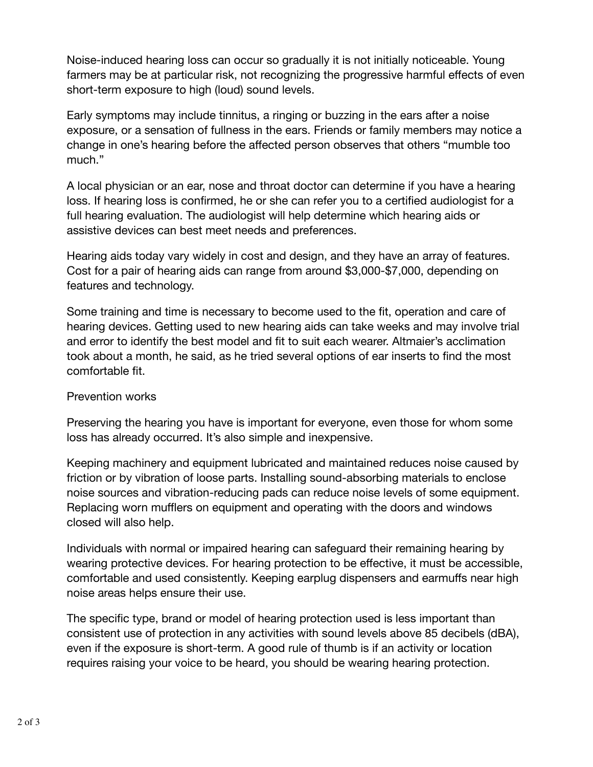Noise-induced hearing loss can occur so gradually it is not initially noticeable. Young farmers may be at particular risk, not recognizing the progressive harmful effects of even short-term exposure to high (loud) sound levels.

Early symptoms may include tinnitus, a ringing or buzzing in the ears after a noise exposure, or a sensation of fullness in the ears. Friends or family members may notice a change in one's hearing before the affected person observes that others "mumble too much."

A local physician or an ear, nose and throat doctor can determine if you have a hearing loss. If hearing loss is confirmed, he or she can refer you to a certified audiologist for a full hearing evaluation. The audiologist will help determine which hearing aids or assistive devices can best meet needs and preferences.

Hearing aids today vary widely in cost and design, and they have an array of features. Cost for a pair of hearing aids can range from around $3,000-$7,000, depending on features and technology.

Some training and time is necessary to become used to the fit, operation and care of hearing devices. Getting used to new hearing aids can take weeks and may involve trial and error to identify the best model and fit to suit each wearer. Altmaier's acclimation took about a month, he said, as he tried several options of ear inserts to find the most comfortable fit.

## Prevention works

Preserving the hearing you have is important for everyone, even those for whom some loss has already occurred. It's also simple and inexpensive.

Keeping machinery and equipment lubricated and maintained reduces noise caused by friction or by vibration of loose parts. Installing sound-absorbing materials to enclose noise sources and vibration-reducing pads can reduce noise levels of some equipment. Replacing worn mufflers on equipment and operating with the doors and windows closed will also help.

Individuals with normal or impaired hearing can safeguard their remaining hearing by wearing protective devices. For hearing protection to be effective, it must be accessible, comfortable and used consistently. Keeping earplug dispensers and earmuffs near high noise areas helps ensure their use.

The specific type, brand or model of hearing protection used is less important than consistent use of protection in any activities with sound levels above 85 decibels (dBA), even if the exposure is short-term. A good rule of thumb is if an activity or location requires raising your voice to be heard, you should be wearing hearing protection.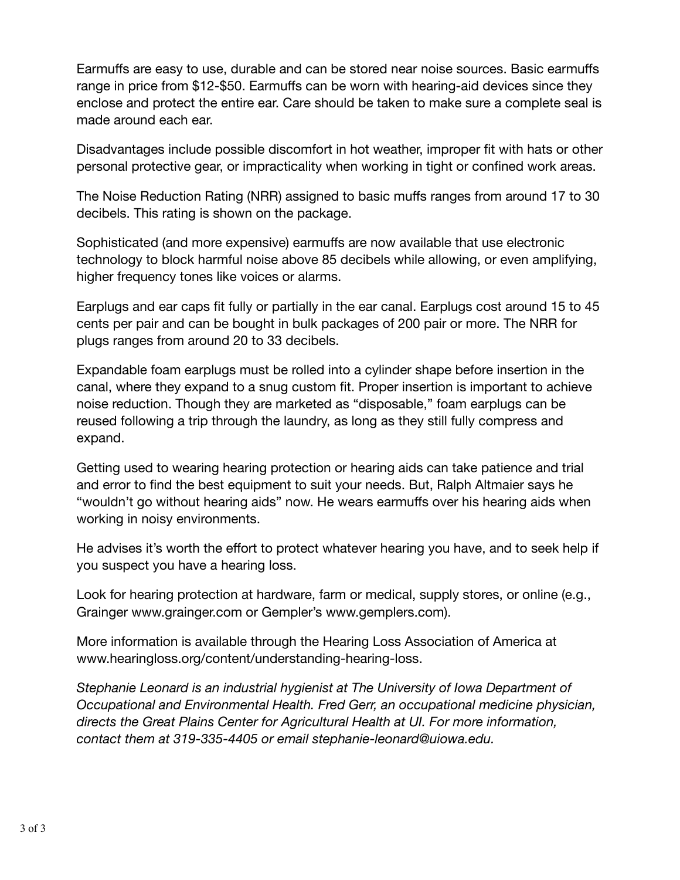Earmuffs are easy to use, durable and can be stored near noise sources. Basic earmuffs range in price from $12-$50. Earmuffs can be worn with hearing-aid devices since they enclose and protect the entire ear. Care should be taken to make sure a complete seal is made around each ear.

Disadvantages include possible discomfort in hot weather, improper fit with hats or other personal protective gear, or impracticality when working in tight or confined work areas.

The Noise Reduction Rating (NRR) assigned to basic muffs ranges from around 17 to 30 decibels. This rating is shown on the package.

Sophisticated (and more expensive) earmuffs are now available that use electronic technology to block harmful noise above 85 decibels while allowing, or even amplifying, higher frequency tones like voices or alarms.

Earplugs and ear caps fit fully or partially in the ear canal. Earplugs cost around 15 to 45 cents per pair and can be bought in bulk packages of 200 pair or more. The NRR for plugs ranges from around 20 to 33 decibels.

Expandable foam earplugs must be rolled into a cylinder shape before insertion in the canal, where they expand to a snug custom fit. Proper insertion is important to achieve noise reduction. Though they are marketed as "disposable," foam earplugs can be reused following a trip through the laundry, as long as they still fully compress and expand.

Getting used to wearing hearing protection or hearing aids can take patience and trial and error to find the best equipment to suit your needs. But, Ralph Altmaier says he "wouldn't go without hearing aids" now. He wears earmuffs over his hearing aids when working in noisy environments.

He advises it's worth the effort to protect whatever hearing you have, and to seek help if you suspect you have a hearing loss.

Look for hearing protection at hardware, farm or medical, supply stores, or online (e.g., Grainger www.grainger.com or Gempler's www.gemplers.com).

More information is available through the Hearing Loss Association of America at www.hearingloss.org/content/understanding-hearing-loss.

*Stephanie Leonard is an industrial hygienist at The University of Iowa Department of Occupational and Environmental Health. Fred Gerr, an occupational medicine physician, directs the Great Plains Center for Agricultural Health at UI. For more information, contact them at 319-335-4405 or email stephanie-leonard@uiowa.edu.*